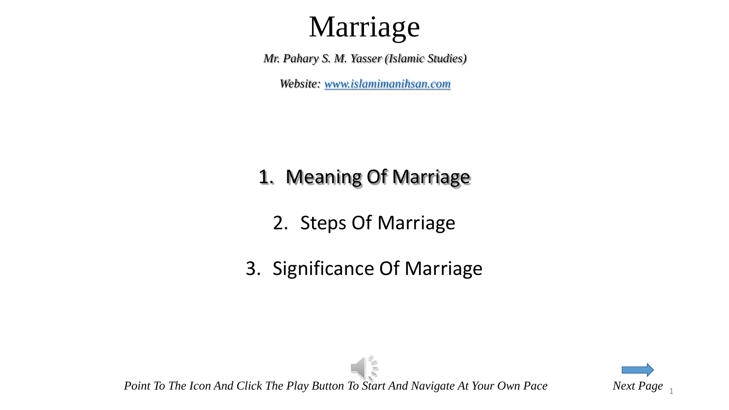# Marriage

*Mr. Pahary S. M. Yasser (Islamic Studies)*

*Website: [www.islamimanihsan.com](http://www.islamimanihsan.com)*

1. Meaning Of Marriage
2. Steps Of Marriage
3. Significance Of Marriage

*Point To The Icon And Click The Play Button To Start And Navigate At Your Own Pace*

*Next Page*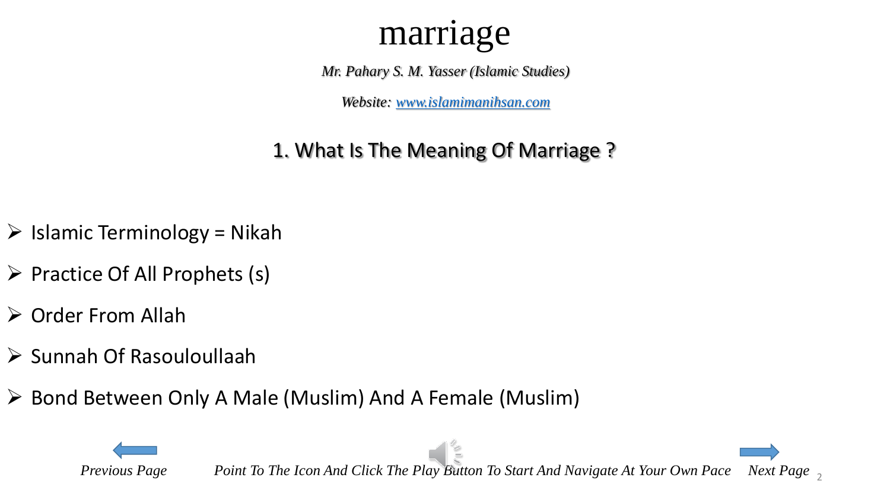# marriage

*Mr. Pahary S. M. Yasser (Islamic Studies)*

*Website: www.islamimanihsan.com*

## 1. What Is The Meaning Of Marriage ?

- Islamic Terminology = Nikah
- Practice Of All Prophets (s)
- Order From Allah
- Sunnah Of Rasouloullaah
- Bond Between Only A Male (Muslim) And A Female (Muslim)

*Previous Page* *Point To The Icon And Click The Play Button To Start And Navigate At Your Own Pace* *Next Page*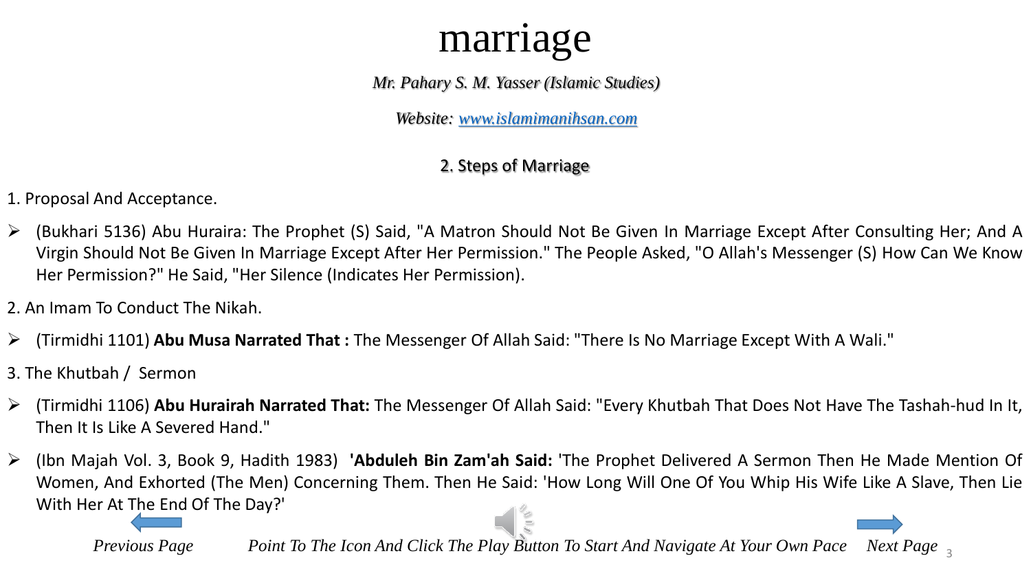# marriage

*Mr. Pahary S. M. Yasser (Islamic Studies)*

*Website: [www.islamimanihsan.com](www.islamimanihsan.com)*

## 2. Steps of Marriage

1. Proposal And Acceptance.

- (Bukhari 5136) Abu Huraira: The Prophet (S) Said, "A Matron Should Not Be Given In Marriage Except After Consulting Her; And A Virgin Should Not Be Given In Marriage Except After Her Permission." The People Asked, "O Allah's Messenger (S) How Can We Know Her Permission?" He Said, "Her Silence (Indicates Her Permission).

2. An Imam To Conduct The Nikah.

- (Tirmidhi 1101) **Abu Musa Narrated That :** The Messenger Of Allah Said: "There Is No Marriage Except With A Wali."

3. The Khutbah / Sermon

- (Tirmidhi 1106) **Abu Hurairah Narrated That:** The Messenger Of Allah Said: "Every Khutbah That Does Not Have The Tashah-hud In It, Then It Is Like A Severed Hand."

- (Ibn Majah Vol. 3, Book 9, Hadith 1983) **'Abduleh Bin Zam'ah Said:** 'The Prophet Delivered A Sermon Then He Made Mention Of Women, And Exhorted (The Men) Concerning Them. Then He Said: 'How Long Will One Of You Whip His Wife Like A Slave, Then Lie With Her At The End Of The Day?'

*Previous Page* *Point To The Icon And Click The Play Button To Start And Navigate At Your Own Pace* *Next Page*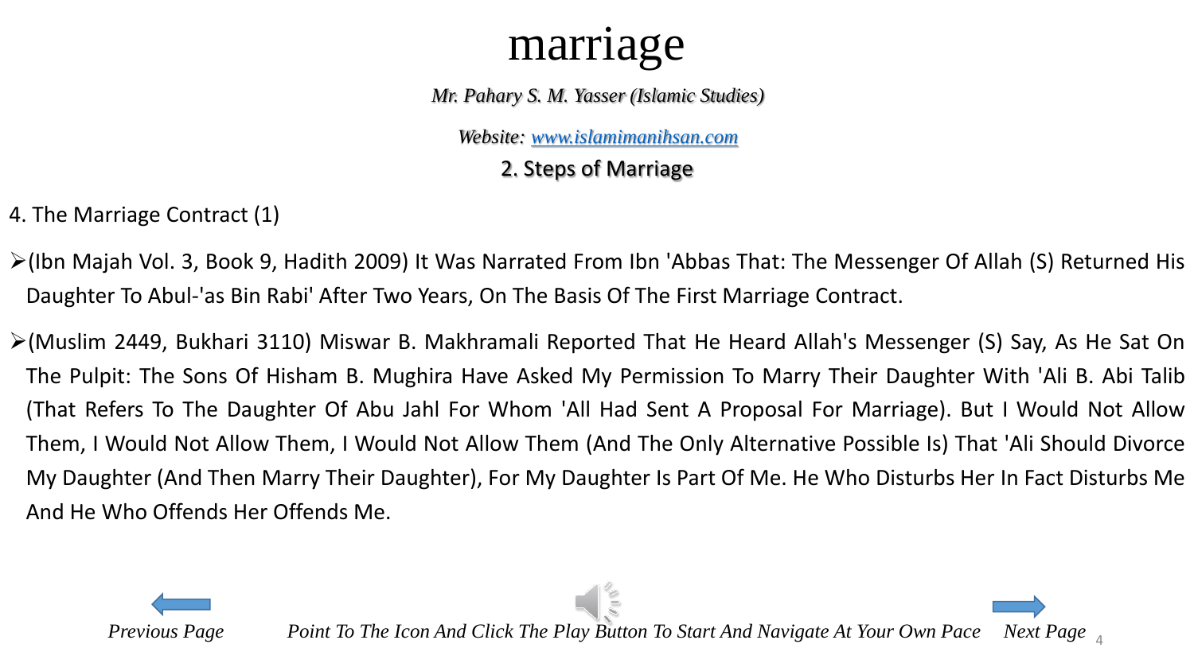# marriage

*Mr. Pahary S. M. Yasser (Islamic Studies)*

*Website: [www.islamimanihsan.com](http://www.islamimanihsan.com)*

## 2. Steps of Marriage

4. The Marriage Contract (1)

- (Ibn Majah Vol. 3, Book 9, Hadith 2009) It Was Narrated From Ibn 'Abbas That: The Messenger Of Allah (S) Returned His Daughter To Abul-'as Bin Rabi' After Two Years, On The Basis Of The First Marriage Contract.
- (Muslim 2449, Bukhari 3110) Miswar B. Makhramali Reported That He Heard Allah's Messenger (S) Say, As He Sat On The Pulpit: The Sons Of Hisham B. Mughira Have Asked My Permission To Marry Their Daughter With 'Ali B. Abi Talib (That Refers To The Daughter Of Abu Jahl For Whom 'All Had Sent A Proposal For Marriage). But I Would Not Allow Them, I Would Not Allow Them, I Would Not Allow Them (And The Only Alternative Possible Is) That 'Ali Should Divorce My Daughter (And Then Marry Their Daughter), For My Daughter Is Part Of Me. He Who Disturbs Her In Fact Disturbs Me And He Who Offends Her Offends Me.

*Previous Page* *Point To The Icon And Click The Play Button To Start And Navigate At Your Own Pace* *Next Page*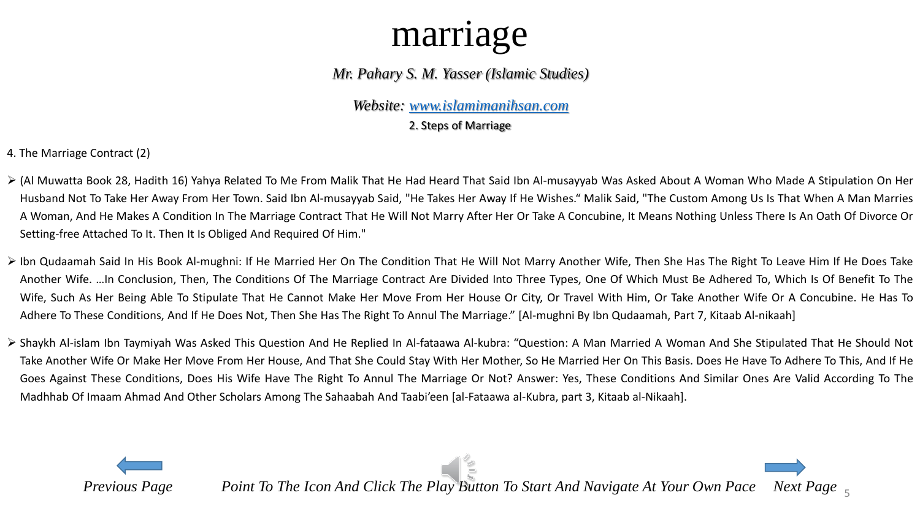# marriage

*Mr. Pahary S. M. Yasser (Islamic Studies)*

*Website: www.islamimanihsan.com*

2. Steps of Marriage

4. The Marriage Contract (2)

- (Al Muwatta Book 28, Hadith 16) Yahya Related To Me From Malik That He Had Heard That Said Ibn Al-musayyab Was Asked About A Woman Who Made A Stipulation On Her Husband Not To Take Her Away From Her Town. Said Ibn Al-musayyab Said, "He Takes Her Away If He Wishes." Malik Said, "The Custom Among Us Is That When A Man Marries A Woman, And He Makes A Condition In The Marriage Contract That He Will Not Marry After Her Or Take A Concubine, It Means Nothing Unless There Is An Oath Of Divorce Or Setting-free Attached To It. Then It Is Obliged And Required Of Him."

- Ibn Qudaamah Said In His Book Al-mughni: If He Married Her On The Condition That He Will Not Marry Another Wife, Then She Has The Right To Leave Him If He Does Take Another Wife. …In Conclusion, Then, The Conditions Of The Marriage Contract Are Divided Into Three Types, One Of Which Must Be Adhered To, Which Is Of Benefit To The Wife, Such As Her Being Able To Stipulate That He Cannot Make Her Move From Her House Or City, Or Travel With Him, Or Take Another Wife Or A Concubine. He Has To Adhere To These Conditions, And If He Does Not, Then She Has The Right To Annul The Marriage." [Al-mughni By Ibn Qudaamah, Part 7, Kitaab Al-nikaah]

- Shaykh Al-islam Ibn Taymiyah Was Asked This Question And He Replied In Al-fataawa Al-kubra: "Question: A Man Married A Woman And She Stipulated That He Should Not Take Another Wife Or Make Her Move From Her House, And That She Could Stay With Her Mother, So He Married Her On This Basis. Does He Have To Adhere To This, And If He Goes Against These Conditions, Does His Wife Have The Right To Annul The Marriage Or Not? Answer: Yes, These Conditions And Similar Ones Are Valid According To The Madhhab Of Imaam Ahmad And Other Scholars Among The Sahaabah And Taabi'een [al-Fataawa al-Kubra, part 3, Kitaab al-Nikaah].

*Previous Page* *Point To The Icon And Click The Play Button To Start And Navigate At Your Own Pace* *Next Page*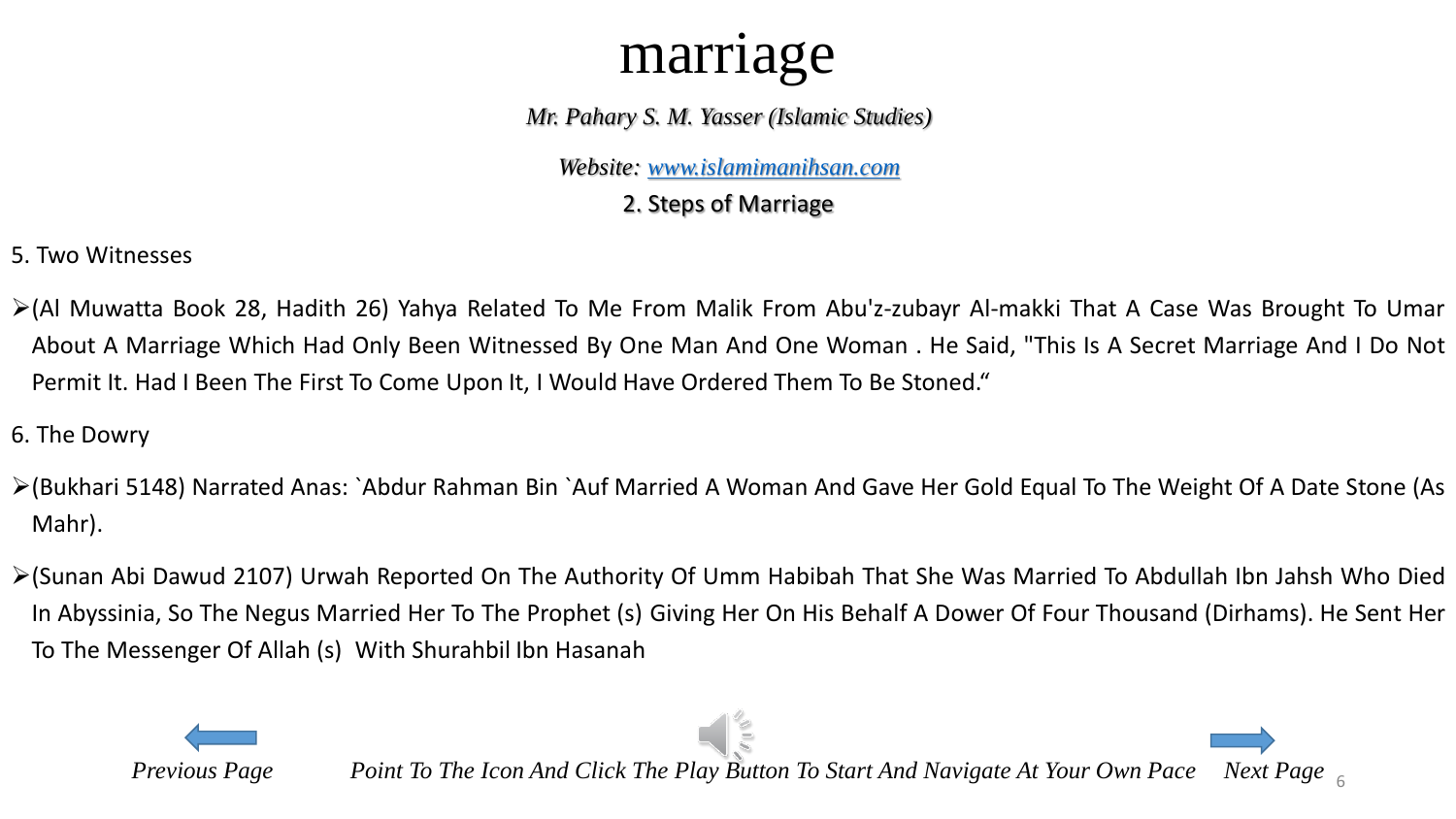# marriage

*Mr. Pahary S. M. Yasser (Islamic Studies)*

*Website: [www.islamimanihsan.com](http://www.islamimanihsan.com)*

## 2. Steps of Marriage

5. Two Witnesses

- (Al Muwatta Book 28, Hadith 26) Yahya Related To Me From Malik From Abu'z-zubayr Al-makki That A Case Was Brought To Umar About A Marriage Which Had Only Been Witnessed By One Man And One Woman . He Said, "This Is A Secret Marriage And I Do Not Permit It. Had I Been The First To Come Upon It, I Would Have Ordered Them To Be Stoned."

6. The Dowry

- (Bukhari 5148) Narrated Anas: `Abdur Rahman Bin `Auf Married A Woman And Gave Her Gold Equal To The Weight Of A Date Stone (As Mahr).
- (Sunan Abi Dawud 2107) Urwah Reported On The Authority Of Umm Habibah That She Was Married To Abdullah Ibn Jahsh Who Died In Abyssinia, So The Negus Married Her To The Prophet (s) Giving Her On His Behalf A Dower Of Four Thousand (Dirhams). He Sent Her To The Messenger Of Allah (s) With Shurahbil Ibn Hasanah

*Previous Page* *Point To The Icon And Click The Play Button To Start And Navigate At Your Own Pace* *Next Page*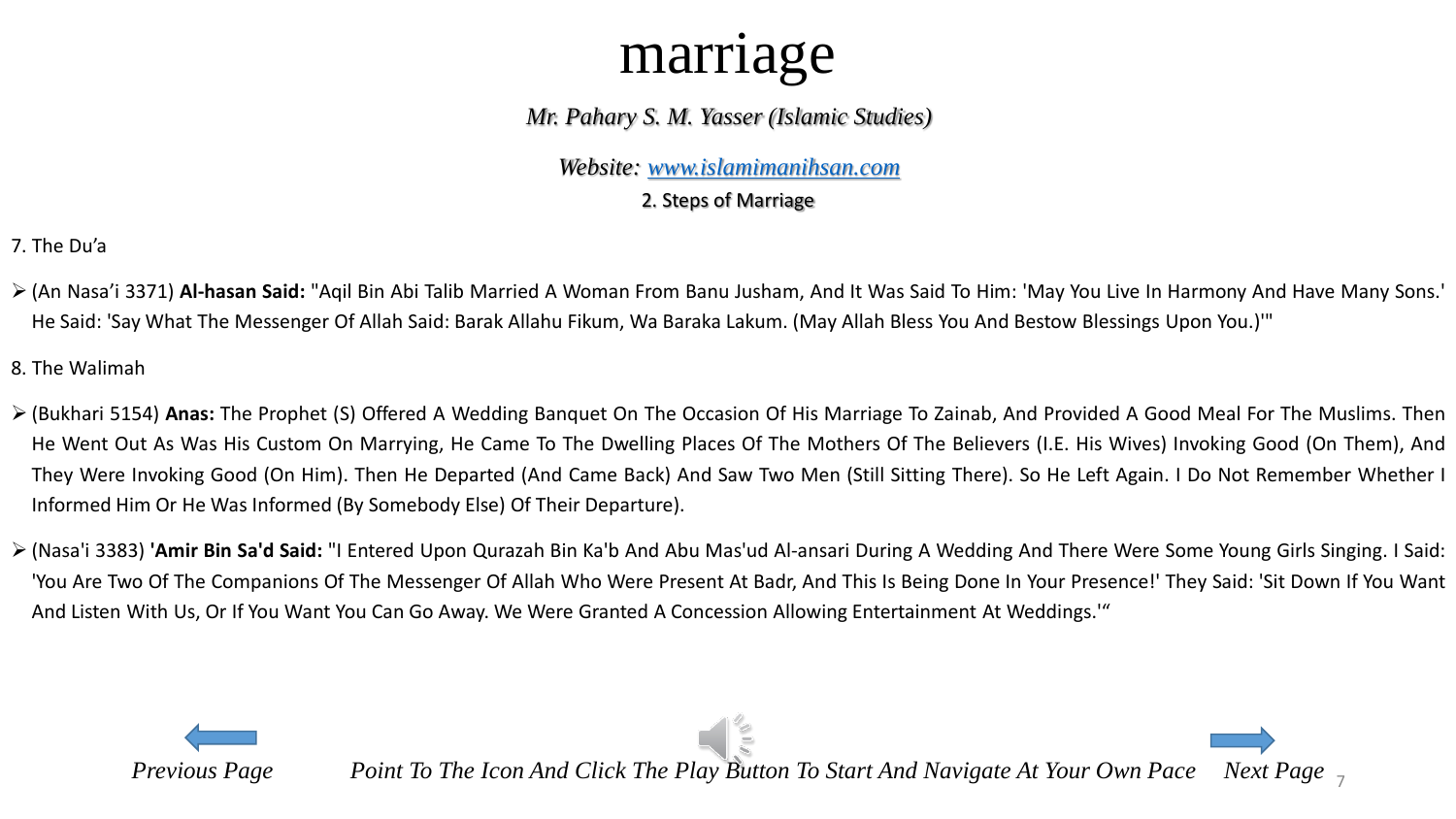# marriage

*Mr. Pahary S. M. Yasser (Islamic Studies)*

*Website: www.islamimanihsan.com*

2. Steps of Marriage

7. The Du'a

- (An Nasa'i 3371) **Al-hasan Said:** "Aqil Bin Abi Talib Married A Woman From Banu Jusham, And It Was Said To Him: 'May You Live In Harmony And Have Many Sons.' He Said: 'Say What The Messenger Of Allah Said: Barak Allahu Fikum, Wa Baraka Lakum. (May Allah Bless You And Bestow Blessings Upon You.)'"

8. The Walimah

- (Bukhari 5154) **Anas:** The Prophet (S) Offered A Wedding Banquet On The Occasion Of His Marriage To Zainab, And Provided A Good Meal For The Muslims. Then He Went Out As Was His Custom On Marrying, He Came To The Dwelling Places Of The Mothers Of The Believers (I.E. His Wives) Invoking Good (On Them), And They Were Invoking Good (On Him). Then He Departed (And Came Back) And Saw Two Men (Still Sitting There). So He Left Again. I Do Not Remember Whether I Informed Him Or He Was Informed (By Somebody Else) Of Their Departure).
- (Nasa'i 3383) **'Amir Bin Sa'd Said:** "I Entered Upon Qurazah Bin Ka'b And Abu Mas'ud Al-ansari During A Wedding And There Were Some Young Girls Singing. I Said: 'You Are Two Of The Companions Of The Messenger Of Allah Who Were Present At Badr, And This Is Being Done In Your Presence!' They Said: 'Sit Down If You Want And Listen With Us, Or If You Want You Can Go Away. We Were Granted A Concession Allowing Entertainment At Weddings.'"

*Previous Page* *Point To The Icon And Click The Play Button To Start And Navigate At Your Own Pace* *Next Page*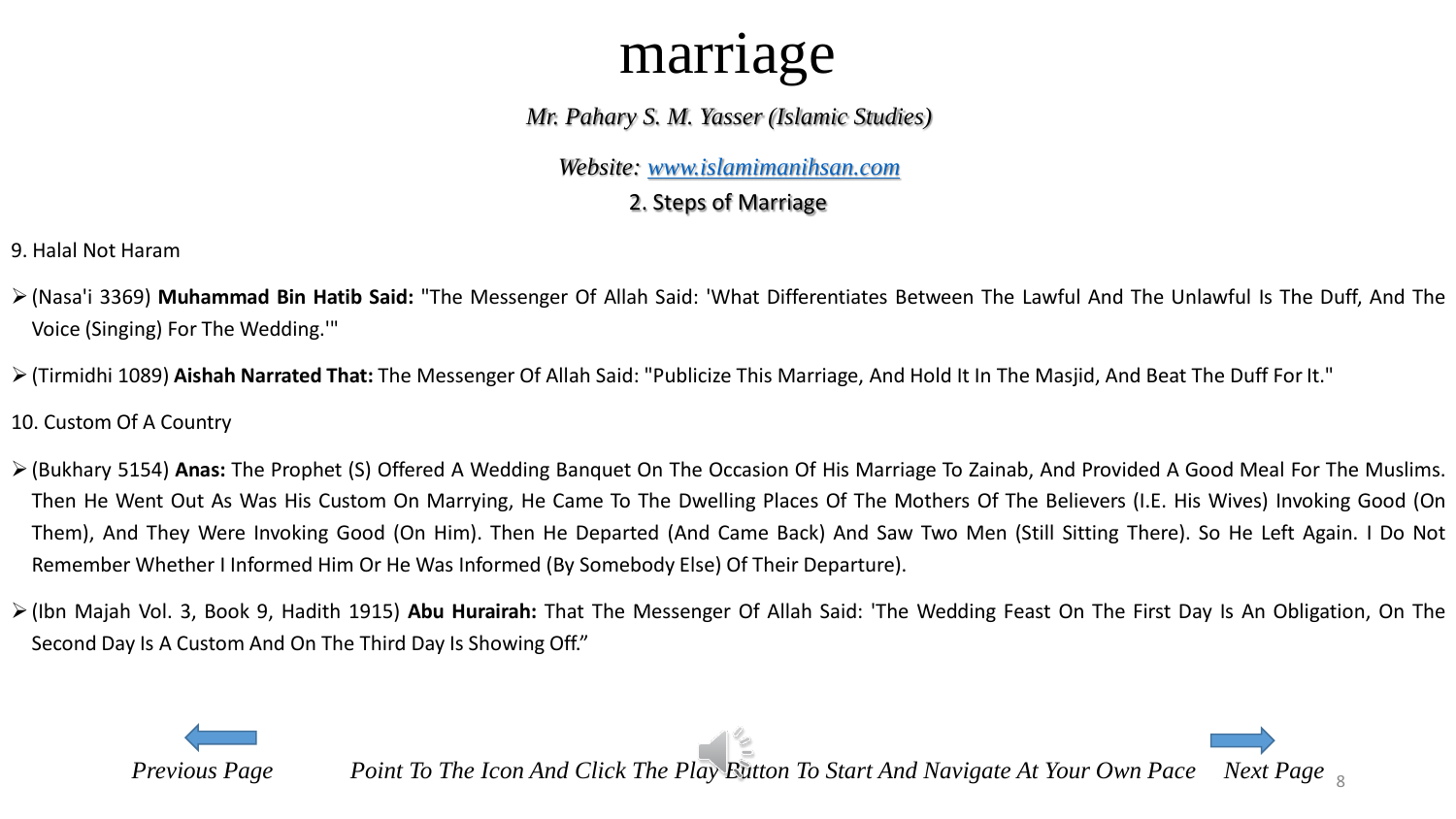# marriage

*Mr. Pahary S. M. Yasser (Islamic Studies)*

*Website: www.islamimanihsan.com*

## 2. Steps of Marriage

9. Halal Not Haram

- (Nasa'i 3369) **Muhammad Bin Hatib Said:** "The Messenger Of Allah Said: 'What Differentiates Between The Lawful And The Unlawful Is The Duff, And The Voice (Singing) For The Wedding.'"
- (Tirmidhi 1089) **Aishah Narrated That:** The Messenger Of Allah Said: "Publicize This Marriage, And Hold It In The Masjid, And Beat The Duff For It."

10. Custom Of A Country

- (Bukhary 5154) **Anas:** The Prophet (S) Offered A Wedding Banquet On The Occasion Of His Marriage To Zainab, And Provided A Good Meal For The Muslims. Then He Went Out As Was His Custom On Marrying, He Came To The Dwelling Places Of The Mothers Of The Believers (I.E. His Wives) Invoking Good (On Them), And They Were Invoking Good (On Him). Then He Departed (And Came Back) And Saw Two Men (Still Sitting There). So He Left Again. I Do Not Remember Whether I Informed Him Or He Was Informed (By Somebody Else) Of Their Departure).
- (Ibn Majah Vol. 3, Book 9, Hadith 1915) **Abu Hurairah:** That The Messenger Of Allah Said: 'The Wedding Feast On The First Day Is An Obligation, On The Second Day Is A Custom And On The Third Day Is Showing Off."

*Previous Page* *Point To The Icon And Click The Play Button To Start And Navigate At Your Own Pace* *Next Page*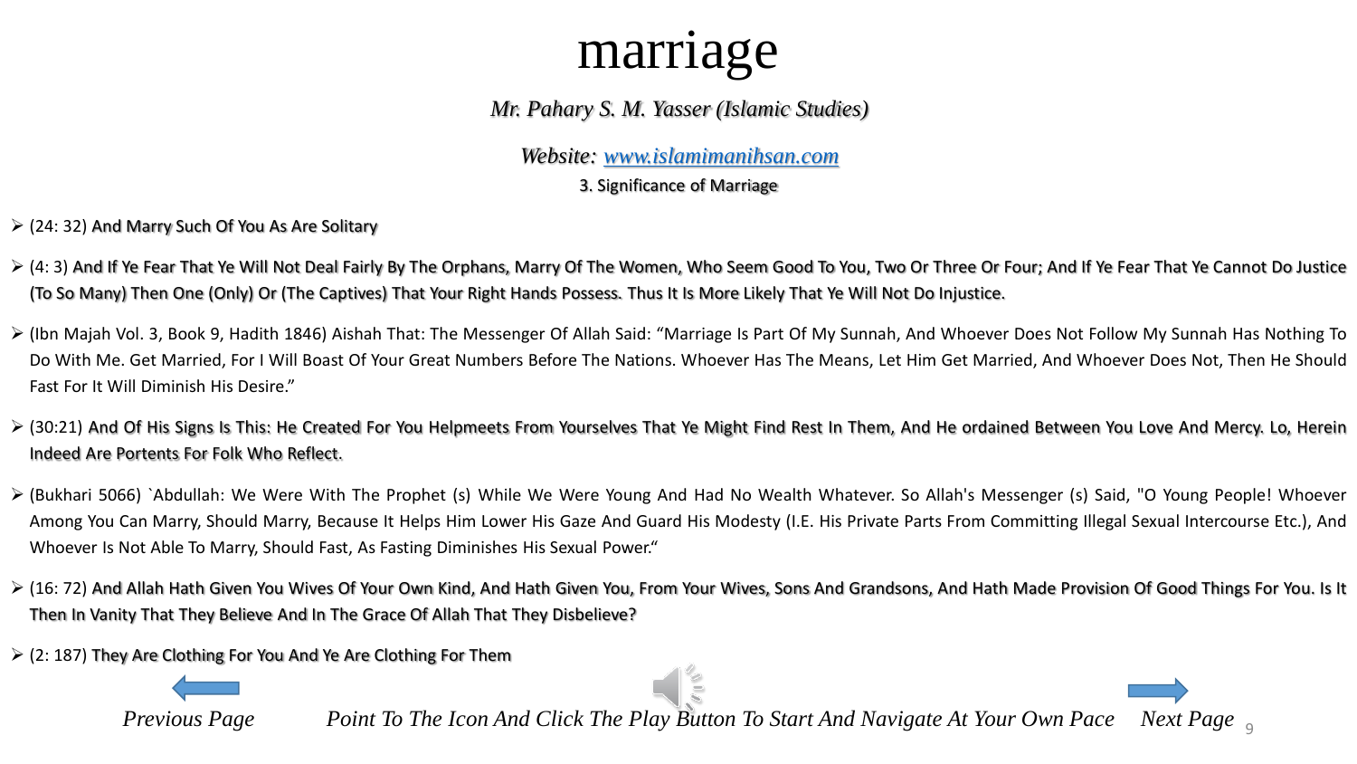# marriage

*Mr. Pahary S. M. Yasser (Islamic Studies)*

*Website: [www.islamimanihsan.com](http://www.islamimanihsan.com)*

## 3. Significance of Marriage

- (24: 32) And Marry Such Of You As Are Solitary
- (4: 3) And If Ye Fear That Ye Will Not Deal Fairly By The Orphans, Marry Of The Women, Who Seem Good To You, Two Or Three Or Four; And If Ye Fear That Ye Cannot Do Justice (To So Many) Then One (Only) Or (The Captives) That Your Right Hands Possess. Thus It Is More Likely That Ye Will Not Do Injustice.
- (Ibn Majah Vol. 3, Book 9, Hadith 1846) Aishah That: The Messenger Of Allah Said: "Marriage Is Part Of My Sunnah, And Whoever Does Not Follow My Sunnah Has Nothing To Do With Me. Get Married, For I Will Boast Of Your Great Numbers Before The Nations. Whoever Has The Means, Let Him Get Married, And Whoever Does Not, Then He Should Fast For It Will Diminish His Desire."
- (30:21) And Of His Signs Is This: He Created For You Helpmeets From Yourselves That Ye Might Find Rest In Them, And He ordained Between You Love And Mercy. Lo, Herein Indeed Are Portents For Folk Who Reflect.
- (Bukhari 5066) `Abdullah: We Were With The Prophet (s) While We Were Young And Had No Wealth Whatever. So Allah's Messenger (s) Said, "O Young People! Whoever Among You Can Marry, Should Marry, Because It Helps Him Lower His Gaze And Guard His Modesty (I.E. His Private Parts From Committing Illegal Sexual Intercourse Etc.), And Whoever Is Not Able To Marry, Should Fast, As Fasting Diminishes His Sexual Power."
- (16: 72) And Allah Hath Given You Wives Of Your Own Kind, And Hath Given You, From Your Wives, Sons And Grandsons, And Hath Made Provision Of Good Things For You. Is It Then In Vanity That They Believe And In The Grace Of Allah That They Disbelieve?
- (2: 187) They Are Clothing For You And Ye Are Clothing For Them

*Previous Page* *Point To The Icon And Click The Play Button To Start And Navigate At Your Own Pace* *Next Page*